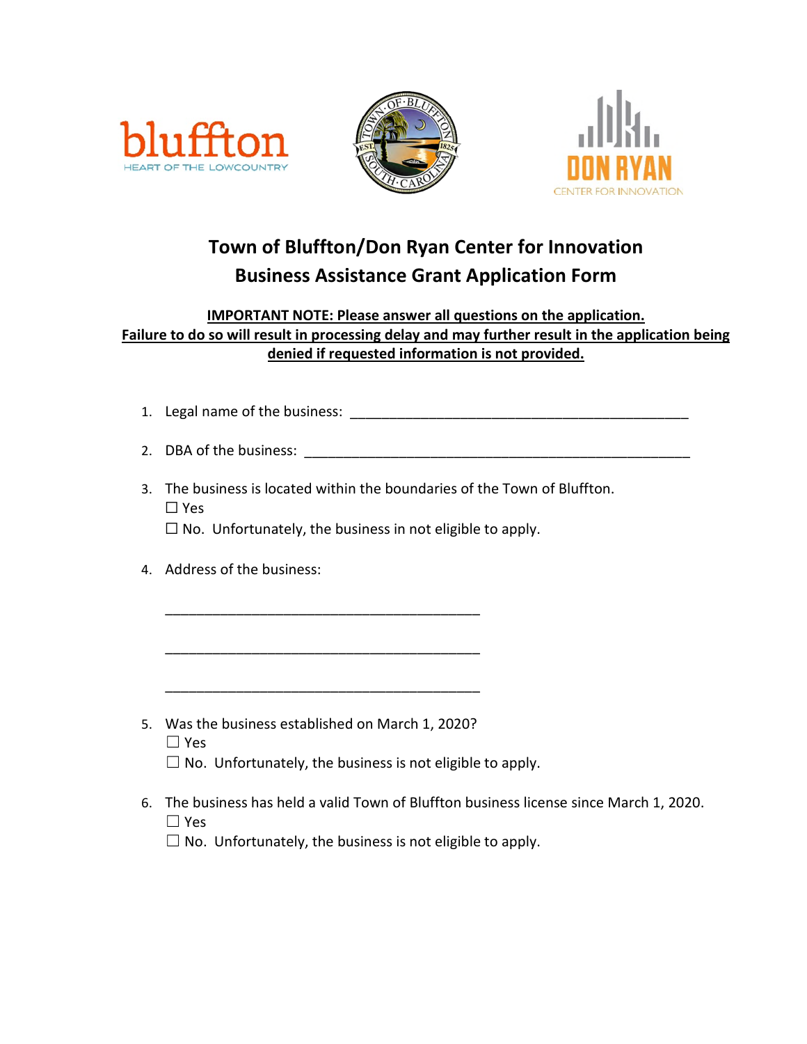# Town of Bluffton/Don Ryan Center for Innovation
# Business Assistance Grant Application Form

**IMPORTANT NOTE: Please answer all questions on the application. Failure to do so will result in processing delay and may further result in the application being denied if requested information is not provided.**

1. Legal name of the business: _______________________________________________

2. DBA of the business: ____________________________________________________

3. The business is located within the boundaries of the Town of Bluffton.
   ☐ Yes
   ☐ No. Unfortunately, the business in not eligible to apply.

4. Address of the business:

   ___________________________________________

   ___________________________________________

   ___________________________________________

5. Was the business established on March 1, 2020?
   ☐ Yes
   ☐ No. Unfortunately, the business is not eligible to apply.

6. The business has held a valid Town of Bluffton business license since March 1, 2020.
   ☐ Yes
   ☐ No. Unfortunately, the business is not eligible to apply.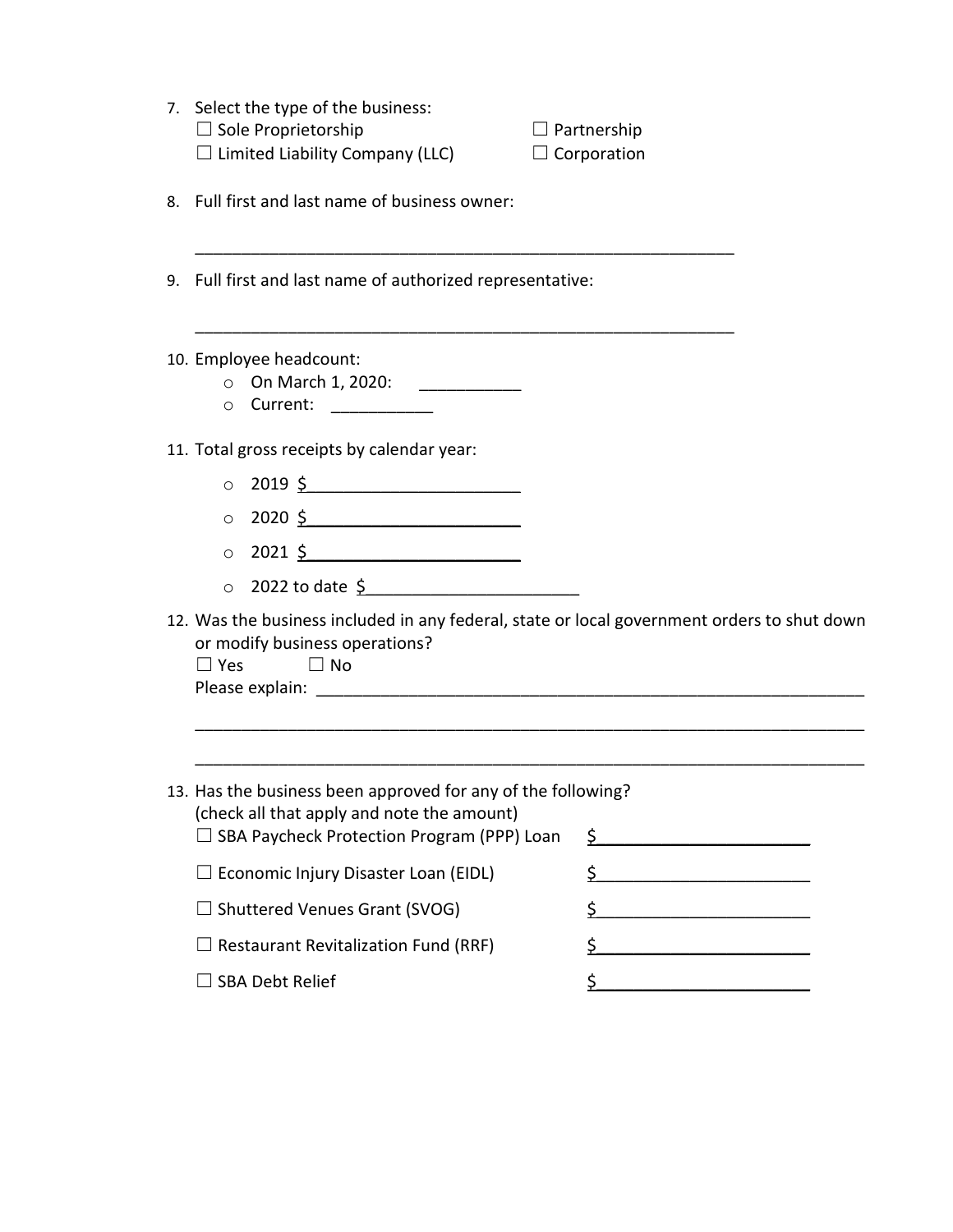7. Select the type of the business:

   ☐ Sole Proprietorship ☐ Partnership

   ☐ Limited Liability Company (LLC) ☐ Corporation

8. Full first and last name of business owner:

   ___________________________________________________________

9. Full first and last name of authorized representative:

   ___________________________________________________________

10. Employee headcount:
    - On March 1, 2020: ___________
    - Current: ___________

11. Total gross receipts by calendar year:
    - 2019 $______________________
    - 2020 $______________________
    - 2021 $______________________
    - 2022 to date $______________________

12. Was the business included in any federal, state or local government orders to shut down or modify business operations?

    ☐ Yes ☐ No

    Please explain: ___________________________________________________________

    ___________________________________________________________________________

    ___________________________________________________________________________

13. Has the business been approved for any of the following?
    (check all that apply and note the amount)

    ☐ SBA Paycheck Protection Program (PPP) Loan $______________________

    ☐ Economic Injury Disaster Loan (EIDL) $______________________

    ☐ Shuttered Venues Grant (SVOG) $______________________

    ☐ Restaurant Revitalization Fund (RRF) $______________________

    ☐ SBA Debt Relief $______________________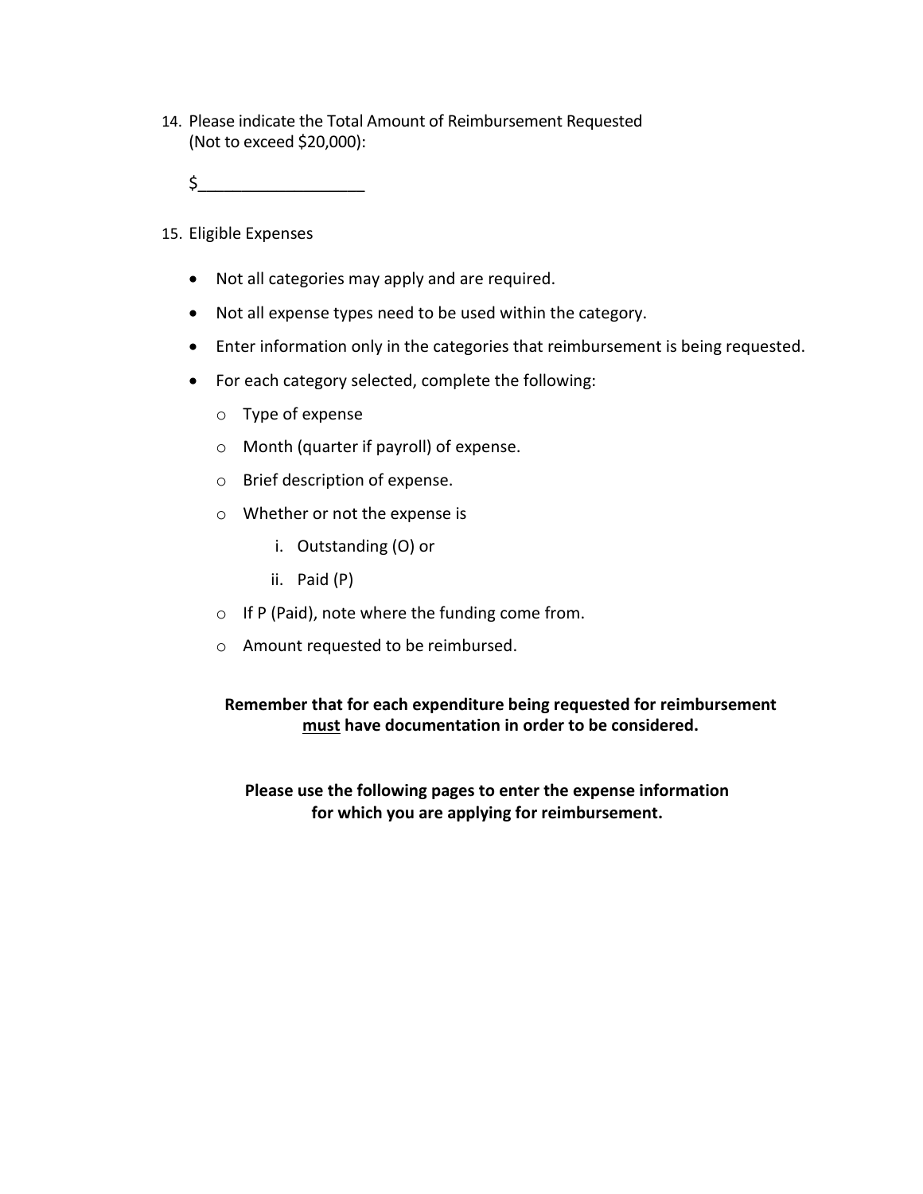14. Please indicate the Total Amount of Reimbursement Requested
    (Not to exceed $20,000):

    $__________________

15. Eligible Expenses

    - Not all categories may apply and are required.
    - Not all expense types need to be used within the category.
    - Enter information only in the categories that reimbursement is being requested.
    - For each category selected, complete the following:
        - Type of expense
        - Month (quarter if payroll) of expense.
        - Brief description of expense.
        - Whether or not the expense is
            1. Outstanding (O) or
            2. Paid (P)
        - If P (Paid), note where the funding come from.
        - Amount requested to be reimbursed.

**Remember that for each expenditure being requested for reimbursement <u>must</u> have documentation in order to be considered.**

**Please use the following pages to enter the expense information for which you are applying for reimbursement.**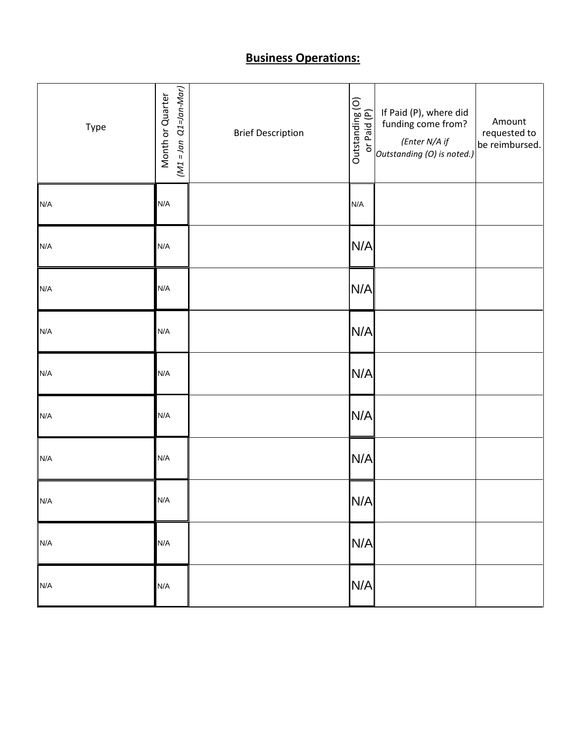## Business Operations:

| Type | Month or Quarter *(M1 = Jan Q1=Jan-Mar)* | Brief Description | Outstanding (O) or Paid (P) | If Paid (P), where did funding come from? *(Enter N/A if Outstanding (O) is noted.)* | Amount requested to be reimbursed. |
|---|---|---|---|---|---|
| N/A | N/A | | N/A | | |
| N/A | N/A | | N/A | | |
| N/A | N/A | | N/A | | |
| N/A | N/A | | N/A | | |
| N/A | N/A | | N/A | | |
| N/A | N/A | | N/A | | |
| N/A | N/A | | N/A | | |
| N/A | N/A | | N/A | | |
| N/A | N/A | | N/A | | |
| N/A | N/A | | N/A | | |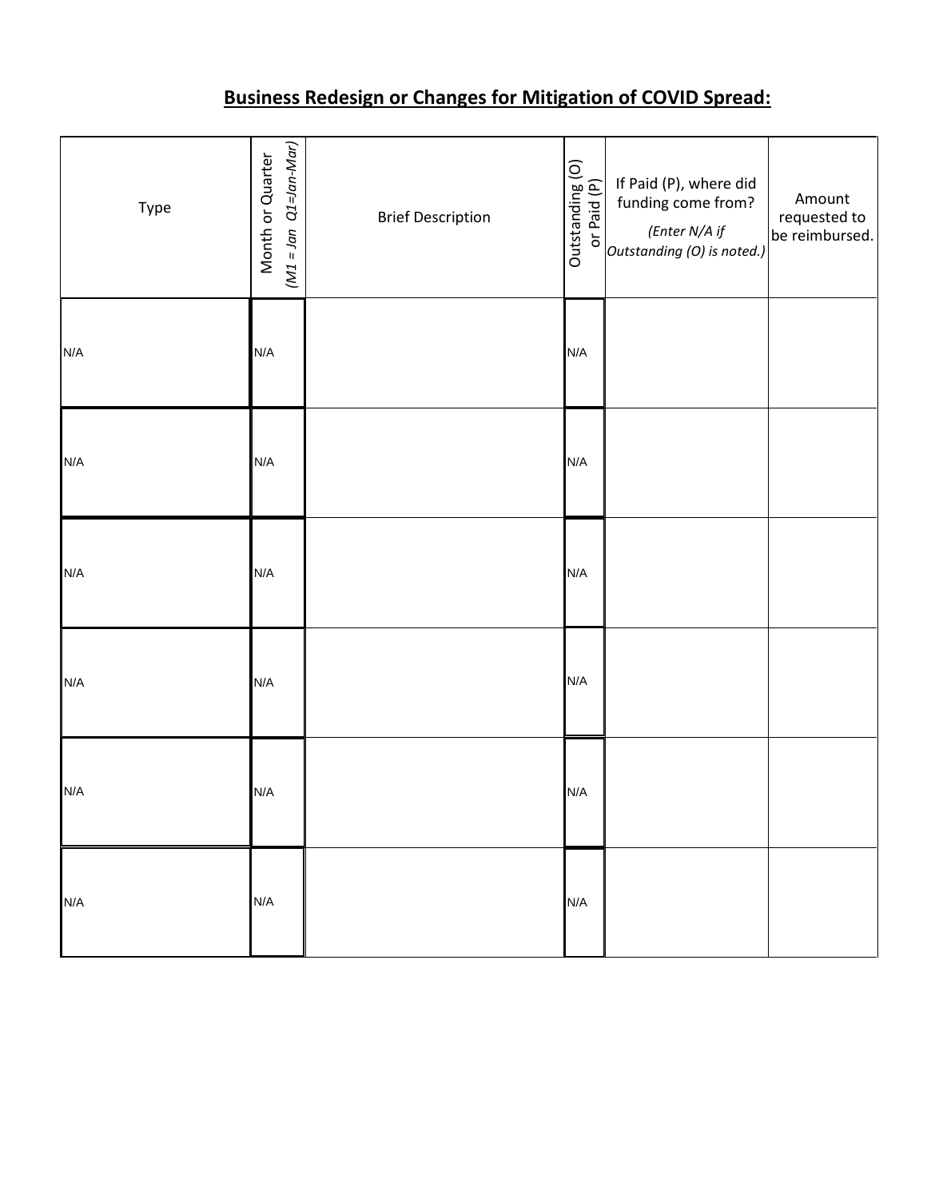## Business Redesign or Changes for Mitigation of COVID Spread:

| Type | Month or Quarter *(M1 = Jan Q1=Jan-Mar)* | Brief Description | Outstanding (O) or Paid (P) | If Paid (P), where did funding come from? *(Enter N/A if Outstanding (O) is noted.)* | Amount requested to be reimbursed. |
|---|---|---|---|---|---|
| N/A | N/A | | N/A | | |
| N/A | N/A | | N/A | | |
| N/A | N/A | | N/A | | |
| N/A | N/A | | N/A | | |
| N/A | N/A | | N/A | | |
| N/A | N/A | | N/A | | |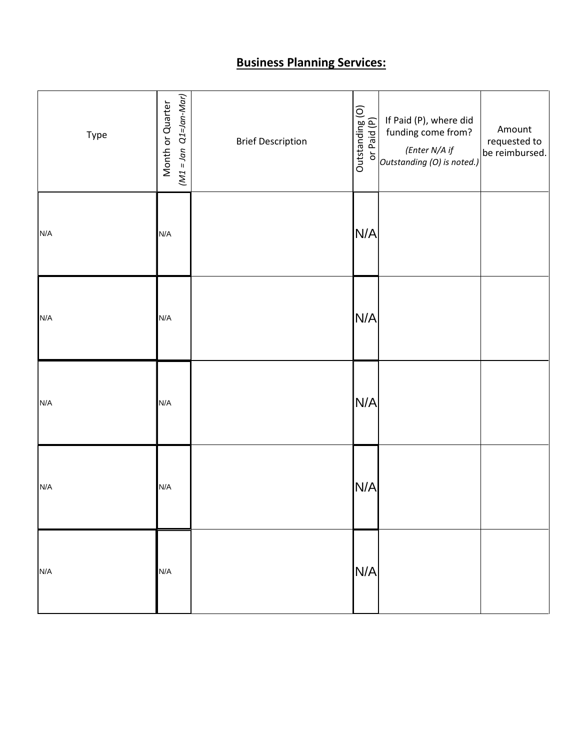## Business Planning Services:

| Type | Month or Quarter (M1 = Jan Q1=Jan-Mar) | Brief Description | Outstanding (O) or Paid (P) | If Paid (P), where did funding come from? (Enter N/A if Outstanding (O) is noted.) | Amount requested to be reimbursed. |
|---|---|---|---|---|---|
| N/A | N/A | | N/A | | |
| N/A | N/A | | N/A | | |
| N/A | N/A | | N/A | | |
| N/A | N/A | | N/A | | |
| N/A | N/A | | N/A | | |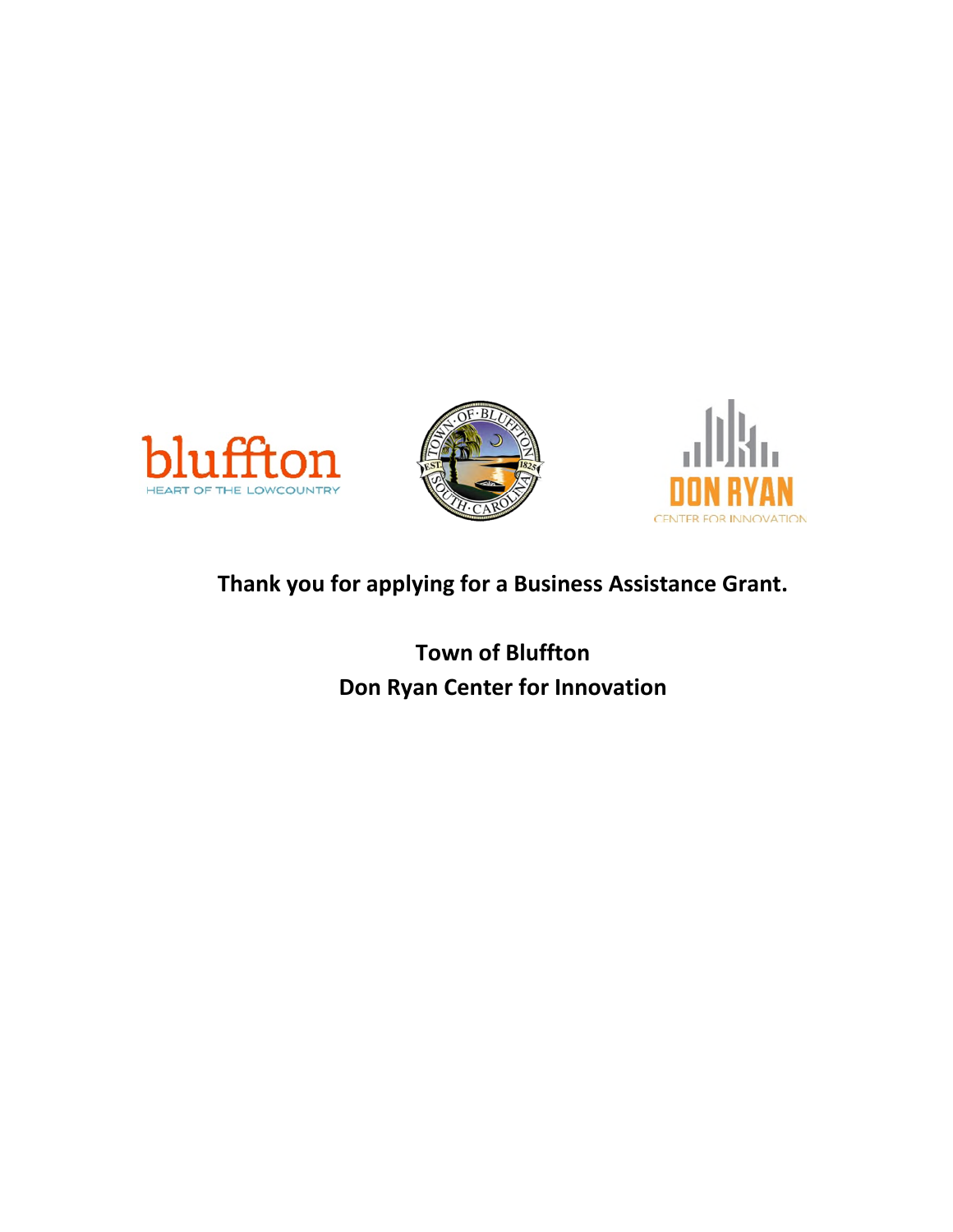**Thank you for applying for a Business Assistance Grant.**

**Town of Bluffton**
**Don Ryan Center for Innovation**